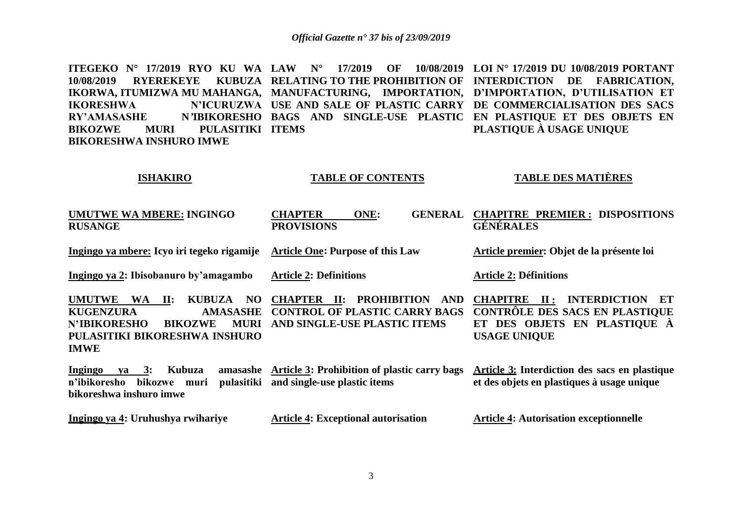**ITEGEKO N° 17/2019 RYO KU WA 10/08/2019 RYEREKEYE KUBUZA IKORWA, ITUMIZWA MU MAHANGA, IKORESHWA N'ICURUZWA RY'AMASASHE N'IBIKORESHO BIKOZWE MURI PULASITIKI BIKORESHWA INSHURO IMWE**

**LAW N° 17/2019 OF 10/08/2019 RELATING TO THE PROHIBITION OF MANUFACTURING, IMPORTATION, USE AND SALE OF PLASTIC CARRY BAGS AND SINGLE-USE PLASTIC ITEMS**

**LOI N° 17/2019 DU 10/08/2019 PORTANT INTERDICTION DE FABRICATION, D'IMPORTATION, D'UTILISATION ET DE COMMERCIALISATION DES SACS EN PLASTIQUE ET DES OBJETS EN PLASTIQUE À USAGE UNIQUE**

| **ISHAKIRO** | **TABLE OF CONTENTS** | **TABLE DES MATIÈRES** |
|---|---|---|
| **UMUTWE WA MBERE: INGINGO RUSANGE** | **CHAPTER ONE: GENERAL PROVISIONS** | **CHAPITRE PREMIER : DISPOSITIONS GÉNÉRALES** |
| **Ingingo ya mbere: Icyo iri tegeko rigamije** | **Article One: Purpose of this Law** | **Article premier: Objet de la présente loi** |
| **Ingingo ya 2: Ibisobanuro by'amagambo** | **Article 2: Definitions** | **Article 2: Définitions** |
| **UMUTWE WA II: KUBUZA NO KUGENZURA AMASASHE N'IBIKORESHO BIKOZWE MURI PULASITIKI BIKORESHWA INSHURO IMWE** | **CHAPTER II: PROHIBITION AND CONTROL OF PLASTIC CARRY BAGS AND SINGLE-USE PLASTIC ITEMS** | **CHAPITRE II : INTERDICTION ET CONTRÔLE DES SACS EN PLASTIQUE ET DES OBJETS EN PLASTIQUE À USAGE UNIQUE** |
| **Ingingo ya 3: Kubuza amasashe n'ibikoresho bikozwe muri pulasitiki bikoreshwa inshuro imwe** | **Article 3: Prohibition of plastic carry bags and single-use plastic items** | **Article 3: Interdiction des sacs en plastique et des objets en plastiques à usage unique** |
| **Ingingo ya 4: Uruhushya rwihariye** | **Article 4: Exceptional autorisation** | **Article 4: Autorisation exceptionnelle** |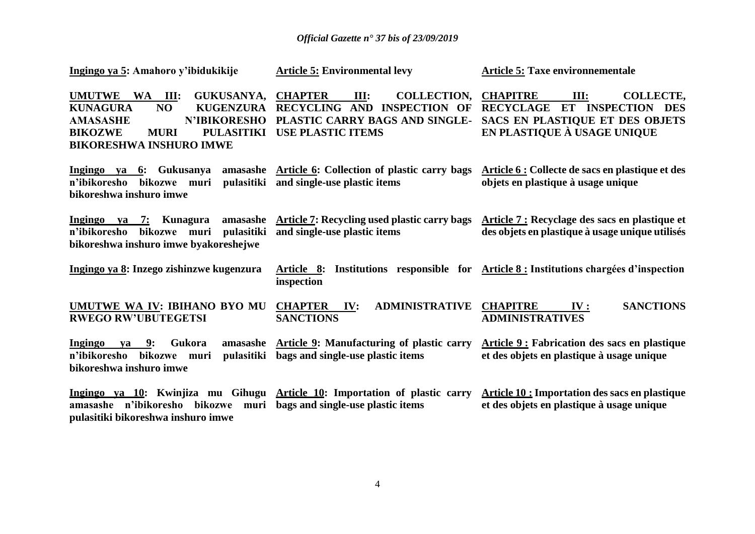**Ingingo ya 5: Amahoro y'ibidukikije**

**Article 5: Environmental levy**

**Article 5: Taxe environnementale**

**UMUTWE WA III: GUKUSANYA, KUNAGURA NO KUGENZURA AMASASHE N'IBIKORESHO BIKOZWE MURI PULASITIKI BIKORESHWA INSHURO IMWE**

**CHAPTER III: COLLECTION, RECYCLING AND INSPECTION OF PLASTIC CARRY BAGS AND SINGLE-USE PLASTIC ITEMS**

**CHAPITRE III: COLLECTE, RECYCLAGE ET INSPECTION DES SACS EN PLASTIQUE ET DES OBJETS EN PLASTIQUE À USAGE UNIQUE**

**Ingingo ya 6: Gukusanya amasashe n'ibikoresho bikozwe muri pulasitiki bikoreshwa inshuro imwe**

**Article 6: Collection of plastic carry bags and single-use plastic items**

**Article 6 : Collecte de sacs en plastique et des objets en plastique à usage unique**

**Ingingo ya 7: Kunagura amasashe n'ibikoresho bikozwe muri pulasitiki bikoreshwa inshuro imwe byakoreshejwe**

**Article 7: Recycling used plastic carry bags and single-use plastic items**

**Article 7 : Recyclage des sacs en plastique et des objets en plastique à usage unique utilisés**

**Ingingo ya 8: Inzego zishinzwe kugenzura**

**Article 8: Institutions responsible for inspection**

**Article 8 : Institutions chargées d'inspection**

**UMUTWE WA IV: IBIHANO BYO MU RWEGO RW'UBUTEGETSI**

**CHAPTER IV: ADMINISTRATIVE SANCTIONS**

**CHAPITRE IV : SANCTIONS ADMINISTRATIVES**

**Ingingo ya 9: Gukora amasashe n'ibikoresho bikozwe muri pulasitiki bikoreshwa inshuro imwe**

**Article 9: Manufacturing of plastic carry bags and single-use plastic items**

**Article 9 : Fabrication des sacs en plastique et des objets en plastique à usage unique**

**Ingingo ya 10: Kwinjiza mu Gihugu amasashe n'ibikoresho bikozwe muri pulasitiki bikoreshwa inshuro imwe**

**Article 10: Importation of plastic carry bags and single-use plastic items**

**Article 10 : Importation des sacs en plastique et des objets en plastique à usage unique**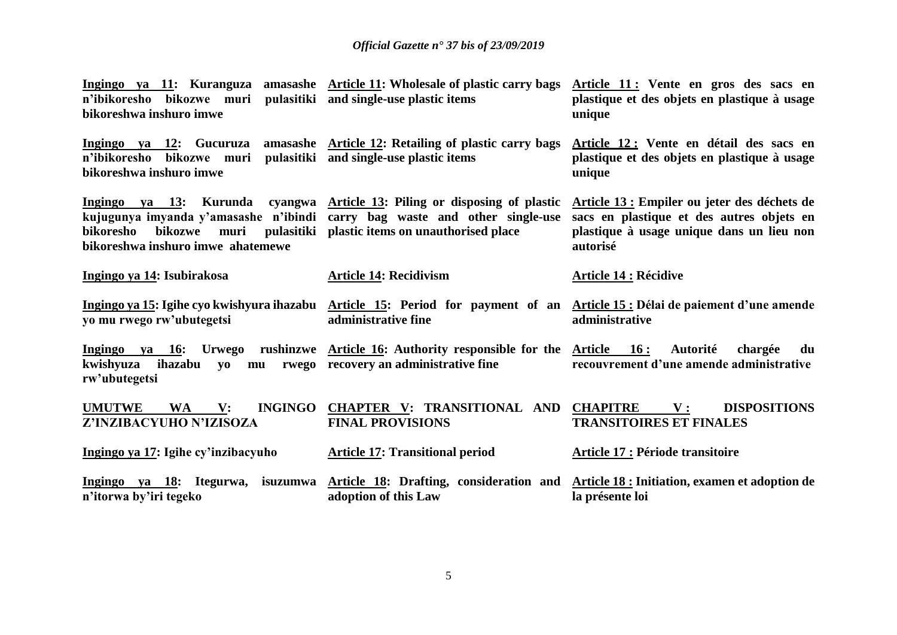**Ingingo ya 11: Kuranguza amasashe n'ibikoresho bikozwe muri pulasitiki bikoreshwa inshuro imwe**

**Ingingo ya 12: Gucuruza amasashe n'ibikoresho bikozwe muri pulasitiki bikoreshwa inshuro imwe**

**Ingingo ya 13: Kurunda cyangwa kujugunya imyanda y'amasashe n'ibindi bikoresho bikozwe muri pulasitiki bikoreshwa inshuro imwe ahatemewe**

**Ingingo ya 14: Isubirakosa**

**Ingingo ya 15: Igihe cyo kwishyura ihazabu yo mu rwego rw'ubutegetsi**

**Ingingo ya 16: Urwego rushinzwe kwishyuza ihazabu yo mu rwego rw'ubutegetsi**

**UMUTWE WA V: INGINGO Z'INZIBACYUHO N'IZISOZA**

**Ingingo ya 17: Igihe cy'inzibacyuho**

**Ingingo ya 18: Itegurwa, isuzumwa n'itorwa by'iri tegeko**

**Article 11: Wholesale of plastic carry bags and single-use plastic items**

**Article 12: Retailing of plastic carry bags and single-use plastic items**

**Article 13: Piling or disposing of plastic carry bag waste and other single-use plastic items on unauthorised place**

**Article 14: Recidivism**

**Article 15: Period for payment of an administrative fine**

**Article 16: Authority responsible for the recovery an administrative fine**

**CHAPTER V: TRANSITIONAL AND FINAL PROVISIONS**

**Article 17: Transitional period**

**Article 18: Drafting, consideration and adoption of this Law**

**Article 11 : Vente en gros des sacs en plastique et des objets en plastique à usage unique**

**Article 12 : Vente en détail des sacs en plastique et des objets en plastique à usage unique**

**Article 13 : Empiler ou jeter des déchets de sacs en plastique et des autres objets en plastique à usage unique dans un lieu non autorisé**

**Article 14 : Récidive**

**Article 15 : Délai de paiement d'une amende administrative**

**Article 16 : Autorité chargée du recouvrement d'une amende administrative**

**CHAPITRE V : DISPOSITIONS TRANSITOIRES ET FINALES**

**Article 17 : Période transitoire**

**Article 18 : Initiation, examen et adoption de la présente loi**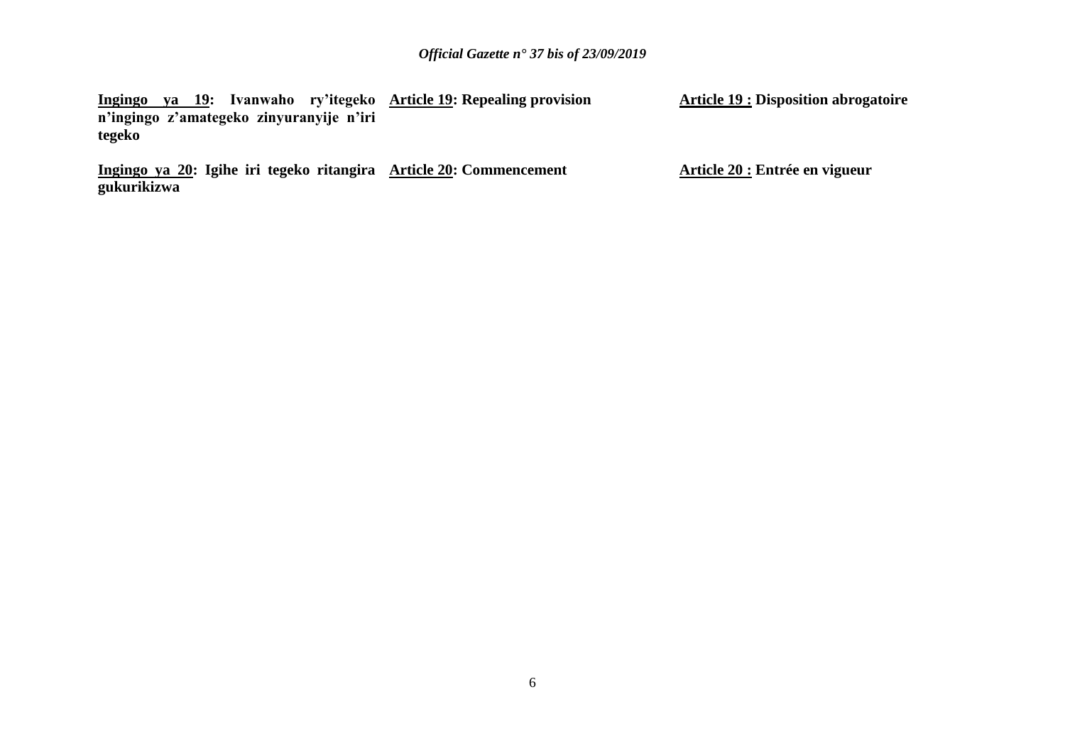**Ingingo ya 19: Ivanwaho ry'itegeko n'ingingo z'amategeko zinyuranyije n'iri tegeko**

**Ingingo ya 20: Igihe iri tegeko ritangira gukurikizwa**

**Article 19: Repealing provision**

**Article 20: Commencement**

**Article 19 : Disposition abrogatoire**

**Article 20 : Entrée en vigueur**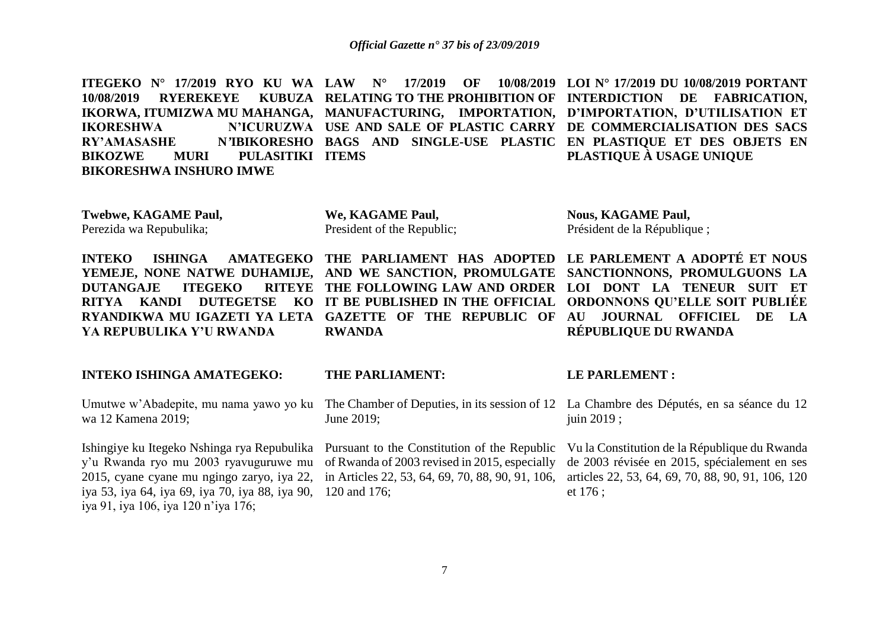**ITEGEKO N° 17/2019 RYO KU WA 10/08/2019 RYEREKEYE KUBUZA IKORWA, ITUMIZWA MU MAHANGA, IKORESHWA N'ICURUZWA RY'AMASASHE N'IBIKORESHO BIKOZWE MURI PULASITIKI BIKORESHWA INSHURO IMWE**

**Twebwe, KAGAME Paul,**
Perezida wa Repubulika;

**INTEKO ISHINGA AMATEGEKO YEMEJE, NONE NATWE DUHAMIJE, DUTANGAJE ITEGEKO RITEYE RITYA KANDI DUTEGETSE KO RYANDIKWA MU IGAZETI YA LETA YA REPUBULIKA Y'U RWANDA**

**INTEKO ISHINGA AMATEGEKO:**

Umutwe w'Abadepite, mu nama yawo yo ku wa 12 Kamena 2019;

Ishingiye ku Itegeko Nshinga rya Repubulika y'u Rwanda ryo mu 2003 ryavuguruwe mu 2015, cyane cyane mu ngingo zaryo, iya 22, iya 53, iya 64, iya 69, iya 70, iya 88, iya 90, iya 91, iya 106, iya 120 n'iya 176;

**LAW N° 17/2019 OF 10/08/2019 RELATING TO THE PROHIBITION OF MANUFACTURING, IMPORTATION, USE AND SALE OF PLASTIC CARRY BAGS AND SINGLE-USE PLASTIC ITEMS**

**We, KAGAME Paul,**
President of the Republic;

**THE PARLIAMENT HAS ADOPTED AND WE SANCTION, PROMULGATE THE FOLLOWING LAW AND ORDER IT BE PUBLISHED IN THE OFFICIAL GAZETTE OF THE REPUBLIC OF RWANDA**

**THE PARLIAMENT:**

The Chamber of Deputies, in its session of 12 June 2019;

Pursuant to the Constitution of the Republic of Rwanda of 2003 revised in 2015, especially in Articles 22, 53, 64, 69, 70, 88, 90, 91, 106, 120 and 176;

**LOI N° 17/2019 DU 10/08/2019 PORTANT INTERDICTION DE FABRICATION, D'IMPORTATION, D'UTILISATION ET DE COMMERCIALISATION DES SACS EN PLASTIQUE ET DES OBJETS EN PLASTIQUE À USAGE UNIQUE**

**Nous, KAGAME Paul,**
Président de la République ;

**LE PARLEMENT A ADOPTÉ ET NOUS SANCTIONNONS, PROMULGUONS LA LOI DONT LA TENEUR SUIT ET ORDONNONS QU'ELLE SOIT PUBLIÉE AU JOURNAL OFFICIEL DE LA RÉPUBLIQUE DU RWANDA**

**LE PARLEMENT :**

La Chambre des Députés, en sa séance du 12 juin 2019 ;

Vu la Constitution de la République du Rwanda de 2003 révisée en 2015, spécialement en ses articles 22, 53, 64, 69, 70, 88, 90, 91, 106, 120 et 176 ;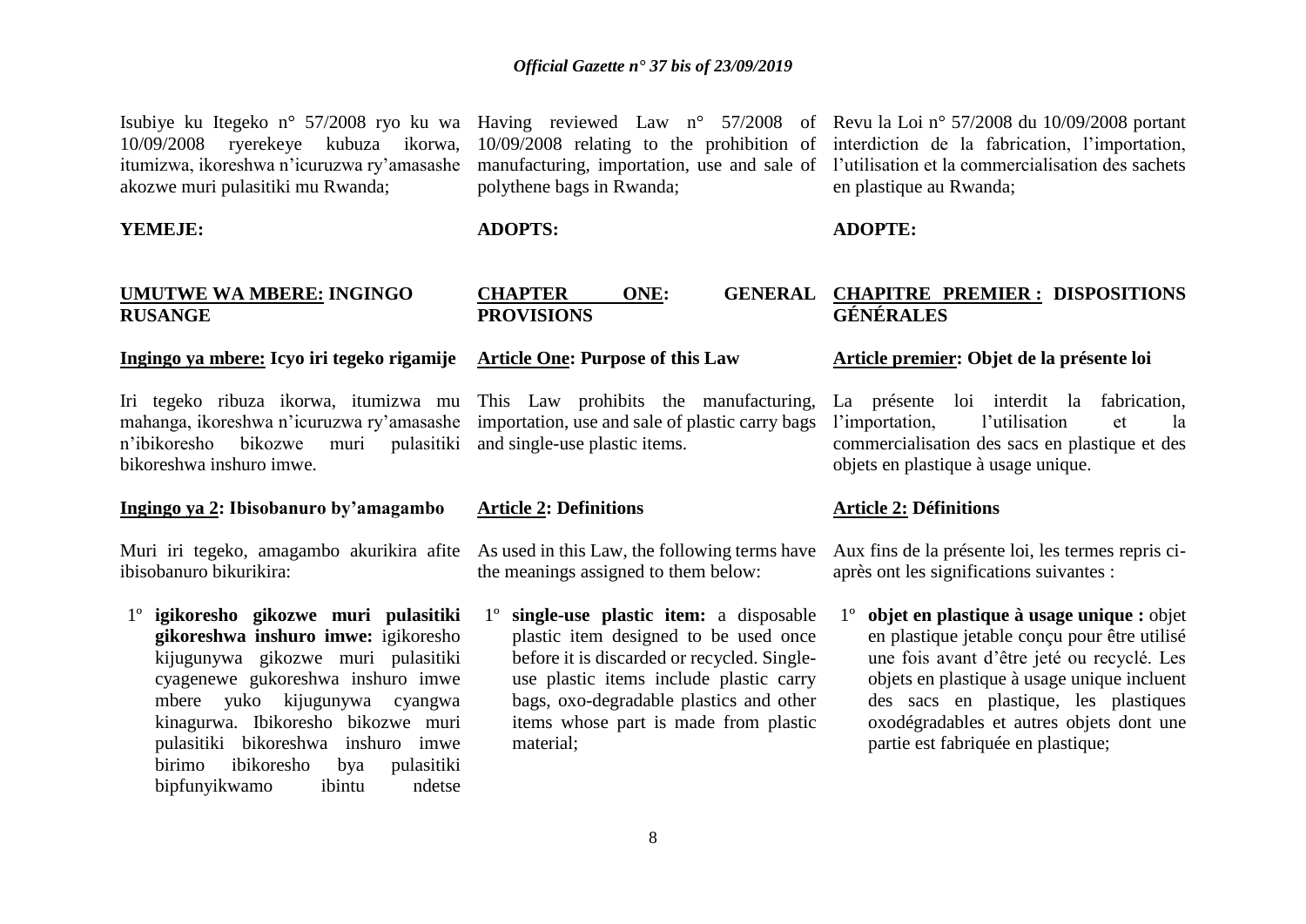Isubiye ku Itegeko n° 57/2008 ryo ku wa 10/09/2008 ryerekeye kubuza ikorwa, itumizwa, ikoreshwa n'icuruzwa ry'amasashe akozwe muri pulasitiki mu Rwanda;

**YEMEJE:**

## UMUTWE WA MBERE: INGINGO RUSANGE

### Ingingo ya mbere: Icyo iri tegeko rigamije

Iri tegeko ribuza ikorwa, itumizwa mu mahanga, ikoreshwa n'icuruzwa ry'amasashe n'ibikoresho bikozwe muri pulasitiki bikoreshwa inshuro imwe.

### Ingingo ya 2: Ibisobanuro by'amagambo

Muri iri tegeko, amagambo akurikira afite ibisobanuro bikurikira:

1º **igikoresho gikozwe muri pulasitiki gikoreshwa inshuro imwe:** igikoresho kijugunywa gikozwe muri pulasitiki cyagenewe gukoreshwa inshuro imwe mbere yuko kijugunywa cyangwa kinagurwa. Ibikoresho bikozwe muri pulasitiki bikoreshwa inshuro imwe birimo ibikoresho bya pulasitiki bipfunyikwamo ibintu ndetse

Having reviewed Law n° 57/2008 of 10/09/2008 relating to the prohibition of manufacturing, importation, use and sale of polythene bags in Rwanda;

**ADOPTS:**

## CHAPTER ONE: GENERAL PROVISIONS

### Article One: Purpose of this Law

This Law prohibits the manufacturing, importation, use and sale of plastic carry bags and single-use plastic items.

### Article 2: Definitions

As used in this Law, the following terms have the meanings assigned to them below:

1º **single-use plastic item:** a disposable plastic item designed to be used once before it is discarded or recycled. Single-use plastic items include plastic carry bags, oxo-degradable plastics and other items whose part is made from plastic material;

Revu la Loi n° 57/2008 du 10/09/2008 portant interdiction de la fabrication, l'importation, l'utilisation et la commercialisation des sachets en plastique au Rwanda;

**ADOPTE:**

## CHAPITRE PREMIER : DISPOSITIONS GÉNÉRALES

### Article premier: Objet de la présente loi

La présente loi interdit la fabrication, l'importation, l'utilisation et la commercialisation des sacs en plastique et des objets en plastique à usage unique.

### Article 2: Définitions

Aux fins de la présente loi, les termes repris ci-après ont les significations suivantes :

1º **objet en plastique à usage unique :** objet en plastique jetable conçu pour être utilisé une fois avant d'être jeté ou recyclé. Les objets en plastique à usage unique incluent des sacs en plastique, les plastiques oxodégradables et autres objets dont une partie est fabriquée en plastique;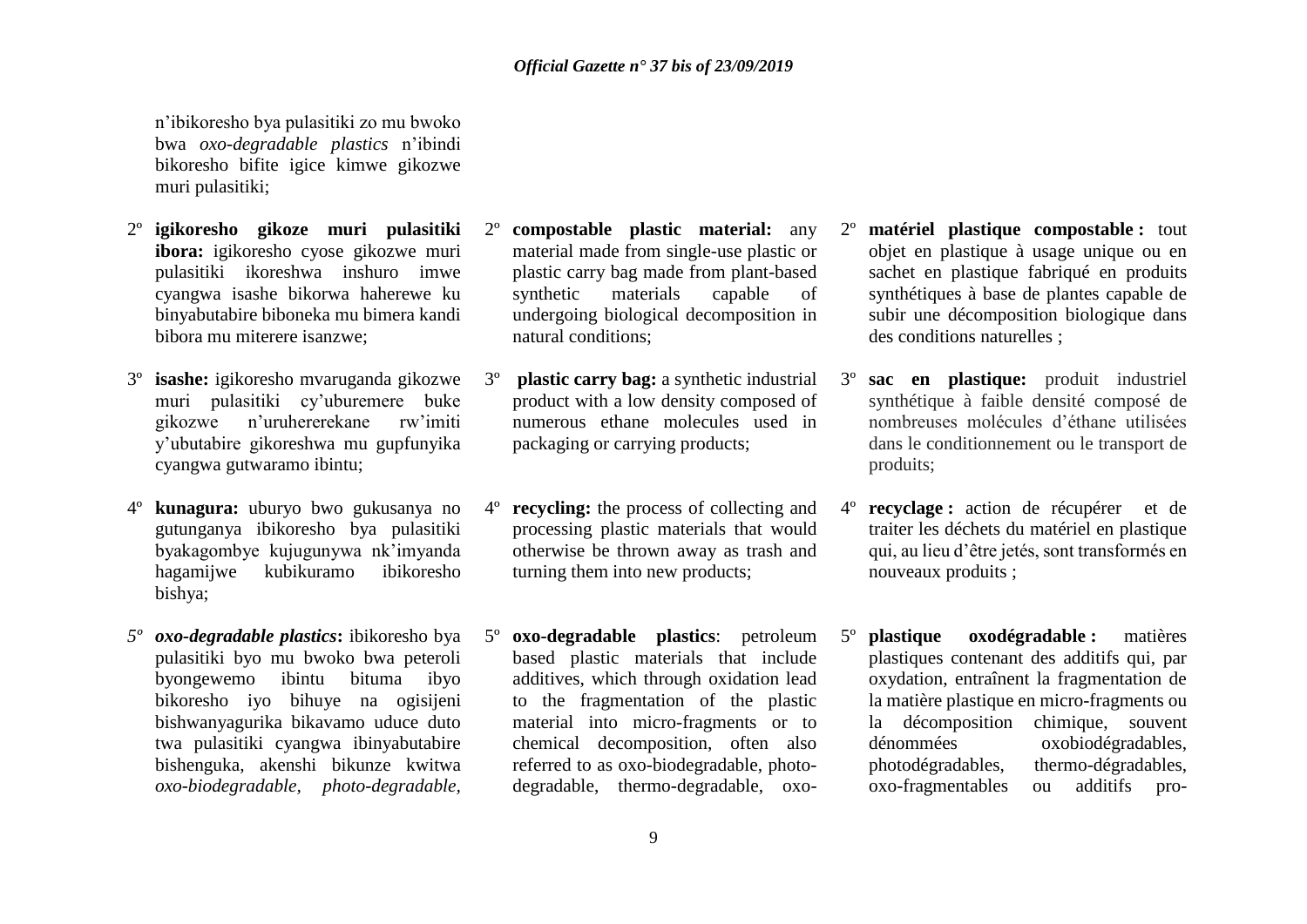n'ibikoresho bya pulasitiki zo mu bwoko bwa *oxo-degradable plastics* n'ibindi bikoresho bifite igice kimwe gikozwe muri pulasitiki;

2º **igikoresho gikoze muri pulasitiki ibora:** igikoresho cyose gikozwe muri pulasitiki ikoreshwa inshuro imwe cyangwa isashe bikorwa haherewe ku binyabutabire biboneka mu bimera kandi bibora mu miterere isanzwe;

3º **isashe:** igikoresho mvaruganda gikozwe muri pulasitiki cy'uburemere buke gikozwe n'uruhererekane rw'imiti y'ubutabire gikoreshwa mu gupfunyika cyangwa gutwaramo ibintu;

4º **kunagura:** uburyo bwo gukusanya no gutunganya ibikoresho bya pulasitiki byakagombye kujugunywa nk'imyanda hagamijwe kubikuramo ibikoresho bishya;

*5º* ***oxo-degradable plastics*****:** ibikoresho bya pulasitiki byo mu bwoko bwa peteroli byongewemo ibintu bituma ibyo bikoresho iyo bihuye na ogisijeni bishwanyagurika bikavamo uduce duto twa pulasitiki cyangwa ibinyabutabire bishenguka, akenshi bikunze kwitwa *oxo-biodegradable, photo-degradable,*

2º **compostable plastic material:** any material made from single-use plastic or plastic carry bag made from plant-based synthetic materials capable of undergoing biological decomposition in natural conditions;

3º **plastic carry bag:** a synthetic industrial product with a low density composed of numerous ethane molecules used in packaging or carrying products;

4º **recycling:** the process of collecting and processing plastic materials that would otherwise be thrown away as trash and turning them into new products;

5º **oxo-degradable plastics**: petroleum based plastic materials that include additives, which through oxidation lead to the fragmentation of the plastic material into micro-fragments or to chemical decomposition, often also referred to as oxo-biodegradable, photo-degradable, thermo-degradable, oxo-

2º **matériel plastique compostable :** tout objet en plastique à usage unique ou en sachet en plastique fabriqué en produits synthétiques à base de plantes capable de subir une décomposition biologique dans des conditions naturelles ;

3º **sac en plastique:** produit industriel synthétique à faible densité composé de nombreuses molécules d'éthane utilisées dans le conditionnement ou le transport de produits;

4º **recyclage :** action de récupérer et de traiter les déchets du matériel en plastique qui, au lieu d'être jetés, sont transformés en nouveaux produits ;

5º **plastique oxodégradable :** matières plastiques contenant des additifs qui, par oxydation, entraînent la fragmentation de la matière plastique en micro-fragments ou la décomposition chimique, souvent dénommées oxobiodégradables, photodégradables, thermo-dégradables, oxo-fragmentables ou additifs pro-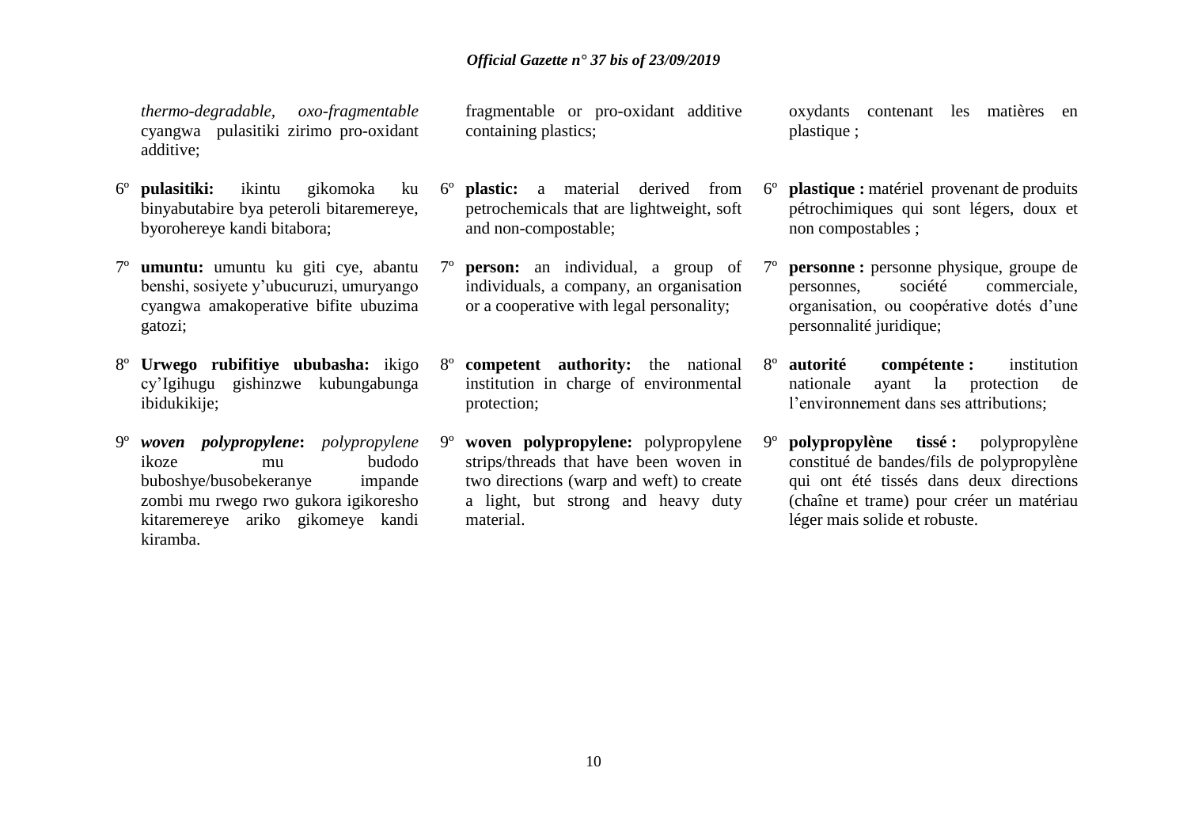*thermo-degradable, oxo-fragmentable* cyangwa pulasitiki zirimo pro-oxidant additive;

6º **pulasitiki:** ikintu gikomoka ku binyabutabire bya peteroli bitaremereye, byoroheyeye kandi bitabora;

7º **umuntu:** umuntu ku giti cye, abantu benshi, sosiyete y'ubucuruzi, umuryango cyangwa amakoperative bifite ubuzima gatozi;

8º **Urwego rubifitiye ububasha:** ikigo cy'Igihugu gishinzwe kubungabunga ibidukikije;

9º ***woven polypropylene*:** *polypropylene* ikoze mu budodo buboshye/busobekeranye impande zombi mu rwego rwo gukora igikoresho kitaremereye ariko gikomeye kandi kiramba.

fragmentable or pro-oxidant additive containing plastics;

6º **plastic:** a material derived from petrochemicals that are lightweight, soft and non-compostable;

7º **person:** an individual, a group of individuals, a company, an organisation or a cooperative with legal personality;

8º **competent authority:** the national institution in charge of environmental protection;

9º **woven polypropylene:** polypropylene strips/threads that have been woven in two directions (warp and weft) to create a light, but strong and heavy duty material.

oxydants contenant les matières en plastique ;

6º **plastique :** matériel provenant de produits pétrochimiques qui sont légers, doux et non compostables ;

7º **personne :** personne physique, groupe de personnes, société commerciale, organisation, ou coopérative dotés d'une personnalité juridique;

8º **autorité compétente :** institution nationale ayant la protection de l'environnement dans ses attributions;

9º **polypropylène tissé :** polypropylène constitué de bandes/fils de polypropylène qui ont été tissés dans deux directions (chaîne et trame) pour créer un matériau léger mais solide et robuste.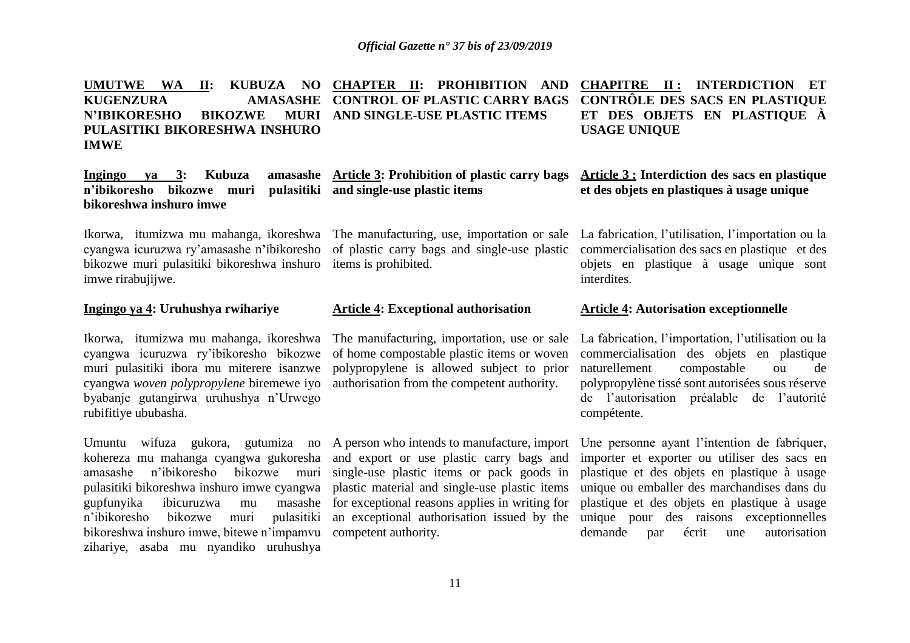**UMUTWE WA II: KUBUZA NO KUGENZURA AMASASHE N'IBIKORESHO BIKOZWE MURI PULASITIKI BIKORESHWA INSHURO IMWE**

**Ingingo ya 3: Kubuza amasashe n'ibikoresho bikozwe muri pulasitiki bikoreshwa inshuro imwe**

Ikorwa, itumizwa mu mahanga, ikoreshwa cyangwa icuruzwa ry'amasashe n'ibikoresho bikozwe muri pulasitiki bikoreshwa inshuro imwe rirabujijwe.

**Ingingo ya 4: Uruhushya rwihariye**

Ikorwa, itumizwa mu mahanga, ikoreshwa cyangwa icuruzwa ry'ibikoresho bikozwe muri pulasitiki ibora mu miterere isanzwe cyangwa *woven polypropylene* biremewe iyo byabanje gutangirwa uruhushya n'Urwego rubifitiye ububasha.

Umuntu wifuza gukora, gutumiza no kohereza mu mahanga cyangwa gukoresha amasashe n'ibikoresho bikozwe muri pulasitiki bikoreshwa inshuro imwe cyangwa gupfunyika ibicuruzwa mu masashe n'ibikoresho bikozwe muri pulasitiki bikoreshwa inshuro imwe, bitewe n'impamvu zihariye, asaba mu nyandiko uruhushya

**CHAPTER II: PROHIBITION AND CONTROL OF PLASTIC CARRY BAGS AND SINGLE-USE PLASTIC ITEMS**

**Article 3: Prohibition of plastic carry bags and single-use plastic items**

The manufacturing, use, importation or sale of plastic carry bags and single-use plastic items is prohibited.

**Article 4: Exceptional authorisation**

The manufacturing, importation, use or sale of home compostable plastic items or woven polypropylene is allowed subject to prior authorisation from the competent authority.

A person who intends to manufacture, import and export or use plastic carry bags and single-use plastic items or pack goods in plastic material and single-use plastic items for exceptional reasons applies in writing for an exceptional authorisation issued by the competent authority.

**CHAPITRE II : INTERDICTION ET CONTRÔLE DES SACS EN PLASTIQUE ET DES OBJETS EN PLASTIQUE À USAGE UNIQUE**

**Article 3 : Interdiction des sacs en plastique et des objets en plastiques à usage unique**

La fabrication, l'utilisation, l'importation ou la commercialisation des sacs en plastique et des objets en plastique à usage unique sont interdites.

**Article 4: Autorisation exceptionnelle**

La fabrication, l'importation, l'utilisation ou la commercialisation des objets en plastique naturellement compostable ou de polypropylène tissé sont autorisées sous réserve de l'autorisation préalable de l'autorité compétente.

Une personne ayant l'intention de fabriquer, importer et exporter ou utiliser des sacs en plastique et des objets en plastique à usage unique ou emballer des marchandises dans du plastique et des objets en plastique à usage unique pour des raisons exceptionnelles demande par écrit une autorisation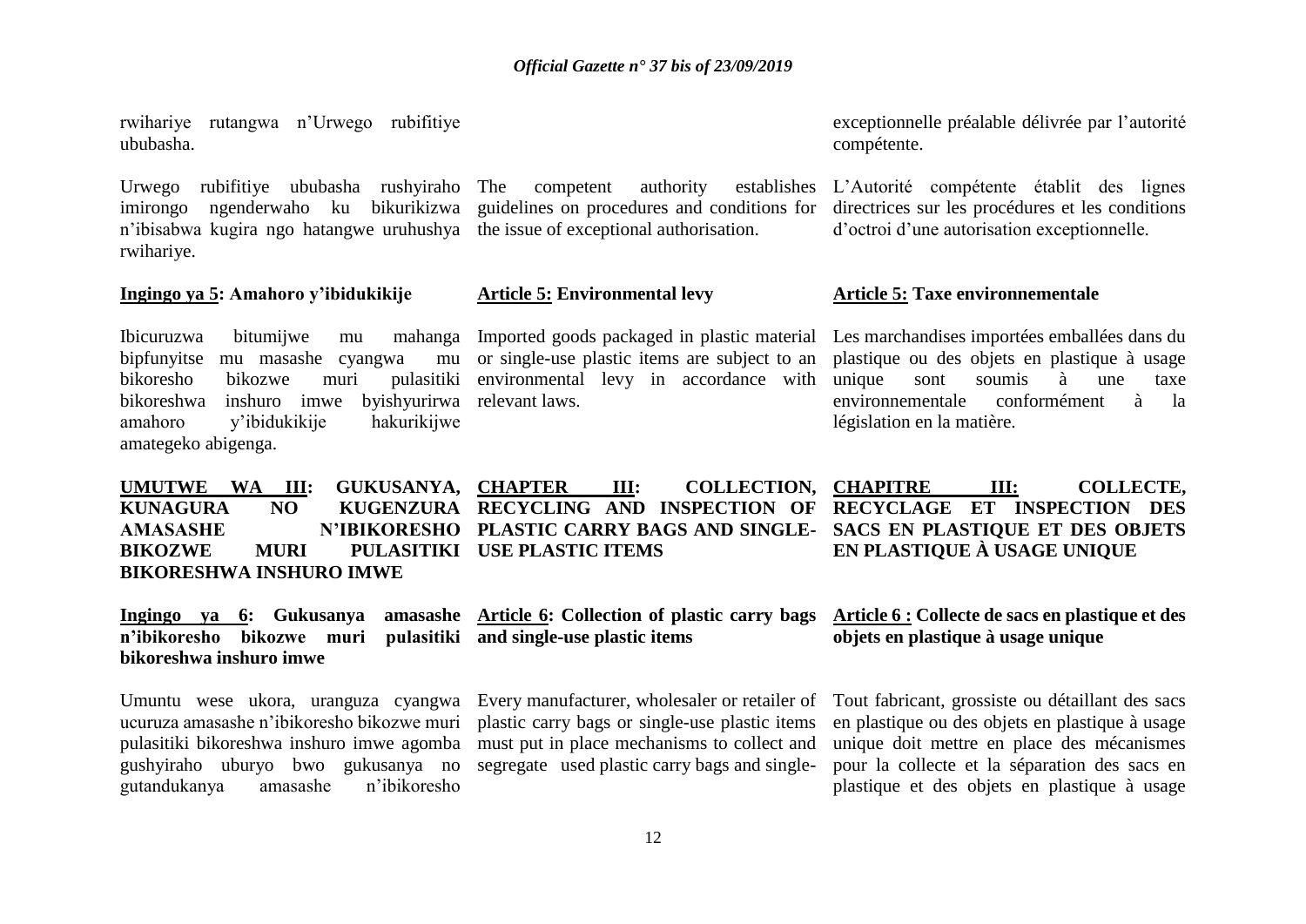rwihariye rutangwa n'Urwego rubifitiye ububasha.

Urwego rubifitiye ububasha rushyiraho imirongo ngenderwaho ku bikurikizwa n'ibisabwa kugira ngo hatangwe uruhushya rwihariye.

**Ingingo ya 5: Amahoro y'ibidukikije**

Ibicuruzwa bitumijwe mu mahanga bipfunyitse mu masashe cyangwa mu bikoresho bikozwe muri pulasitiki bikoreshwa inshuro imwe byishyurirwa amahoro y'ibidukikije hakurikijwe amategeko abigenga.

**UMUTWE WA III: GUKUSANYA, KUNAGURA NO KUGENZURA AMASASHE N'IBIKORESHO BIKOZWE MURI PULASITIKI BIKORESHWA INSHURO IMWE**

**Ingingo ya 6: Gukusanya amasashe n'ibikoresho bikozwe muri pulasitiki bikoreshwa inshuro imwe**

Umuntu wese ukora, uranguza cyangwa ucuruza amasashe n'ibikoresho bikozwe muri pulasitiki bikoreshwa inshuro imwe agomba gushyiraho uburyo bwo gukusanya no gutandukanya amasashe n'ibikoresho

The competent authority establishes guidelines on procedures and conditions for the issue of exceptional authorisation.

**Article 5: Environmental levy**

Imported goods packaged in plastic material or single-use plastic items are subject to an environmental levy in accordance with relevant laws.

**CHAPTER III: COLLECTION, RECYCLING AND INSPECTION OF PLASTIC CARRY BAGS AND SINGLE-USE PLASTIC ITEMS**

**Article 6: Collection of plastic carry bags and single-use plastic items**

Every manufacturer, wholesaler or retailer of plastic carry bags or single-use plastic items must put in place mechanisms to collect and segregate used plastic carry bags and single-

exceptionnelle préalable délivrée par l'autorité compétente.

L'Autorité compétente établit des lignes directrices sur les procédures et les conditions d'octroi d'une autorisation exceptionnelle.

**Article 5: Taxe environnementale**

Les marchandises importées emballées dans du plastique ou des objets en plastique à usage unique sont soumis à une taxe environnementale conformément à la législation en la matière.

**CHAPITRE III: COLLECTE, RECYCLAGE ET INSPECTION DES SACS EN PLASTIQUE ET DES OBJETS EN PLASTIQUE À USAGE UNIQUE**

**Article 6 : Collecte de sacs en plastique et des objets en plastique à usage unique**

Tout fabricant, grossiste ou détaillant des sacs en plastique ou des objets en plastique à usage unique doit mettre en place des mécanismes pour la collecte et la séparation des sacs en plastique et des objets en plastique à usage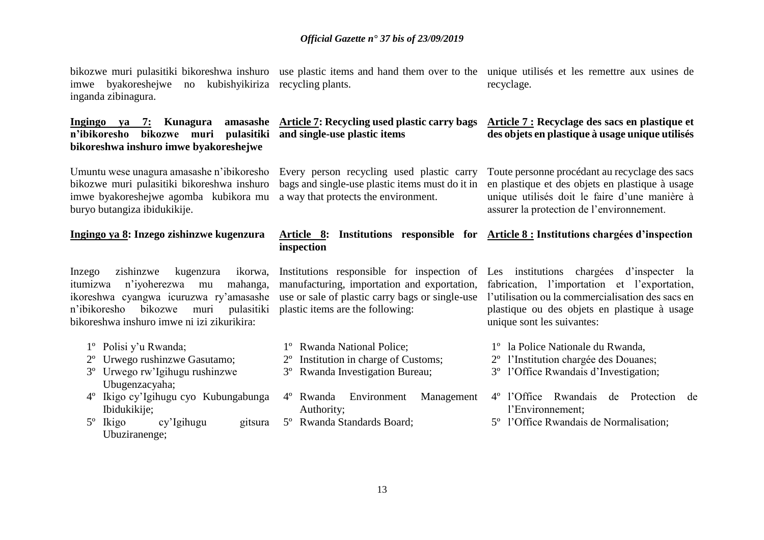bikozwe muri pulasitiki bikoreshwa inshuro imwe byakoreshejwe no kubishyikiriza inganda zibinagura.

use plastic items and hand them over to the recycling plants.

unique utilisés et les remettre aux usines de recyclage.

**Ingingo ya 7: Kunagura amasashe n'ibikoresho bikozwe muri pulasitiki bikoreshwa inshuro imwe byakoreshejwe**

Umuntu wese unagura amasashe n'ibikoresho bikozwe muri pulasitiki bikoreshwa inshuro imwe byakoreshejwe agomba kubikora mu buryo butangiza ibidukikije.

**Article 7: Recycling used plastic carry bags and single-use plastic items**

Every person recycling used plastic carry bags and single-use plastic items must do it in a way that protects the environment.

**Article 7 : Recyclage des sacs en plastique et des objets en plastique à usage unique utilisés**

Toute personne procédant au recyclage des sacs en plastique et des objets en plastique à usage unique utilisés doit le faire d'une manière à assurer la protection de l'environnement.

**Ingingo ya 8: Inzego zishinzwe kugenzura**

Inzego zishinzwe kugenzura ikorwa, itumizwa n'iyoherezwa mu mahanga, ikoreshwa cyangwa icuruzwa ry'amasashe n'ibikoresho bikozwe muri pulasitiki bikoreshwa inshuro imwe ni izi zikurikira:

1º Polisi y'u Rwanda;
2º Urwego rushinzwe Gasutamo;
3º Urwego rw'Igihugu rushinzwe Ubugenzacyaha;
4º Ikigo cy'Igihugu cyo Kubungabunga Ibidukikije;
5º Ikigo cy'Igihugu gitsura Ubuziranenge;

**Article 8: Institutions responsible for inspection**

Institutions responsible for inspection of manufacturing, importation and exportation, use or sale of plastic carry bags or single-use plastic items are the following:

1º Rwanda National Police;
2º Institution in charge of Customs;
3º Rwanda Investigation Bureau;
4º Rwanda Environment Management Authority;
5º Rwanda Standards Board;

**Article 8 : Institutions chargées d'inspection**

Les institutions chargées d'inspecter la fabrication, l'importation et l'exportation, l'utilisation ou la commercialisation des sacs en plastique ou des objets en plastique à usage unique sont les suivantes:

1º la Police Nationale du Rwanda,
2º l'Institution chargée des Douanes;
3º l'Office Rwandais d'Investigation;
4º l'Office Rwandais de Protection de l'Environnement;
5º l'Office Rwandais de Normalisation;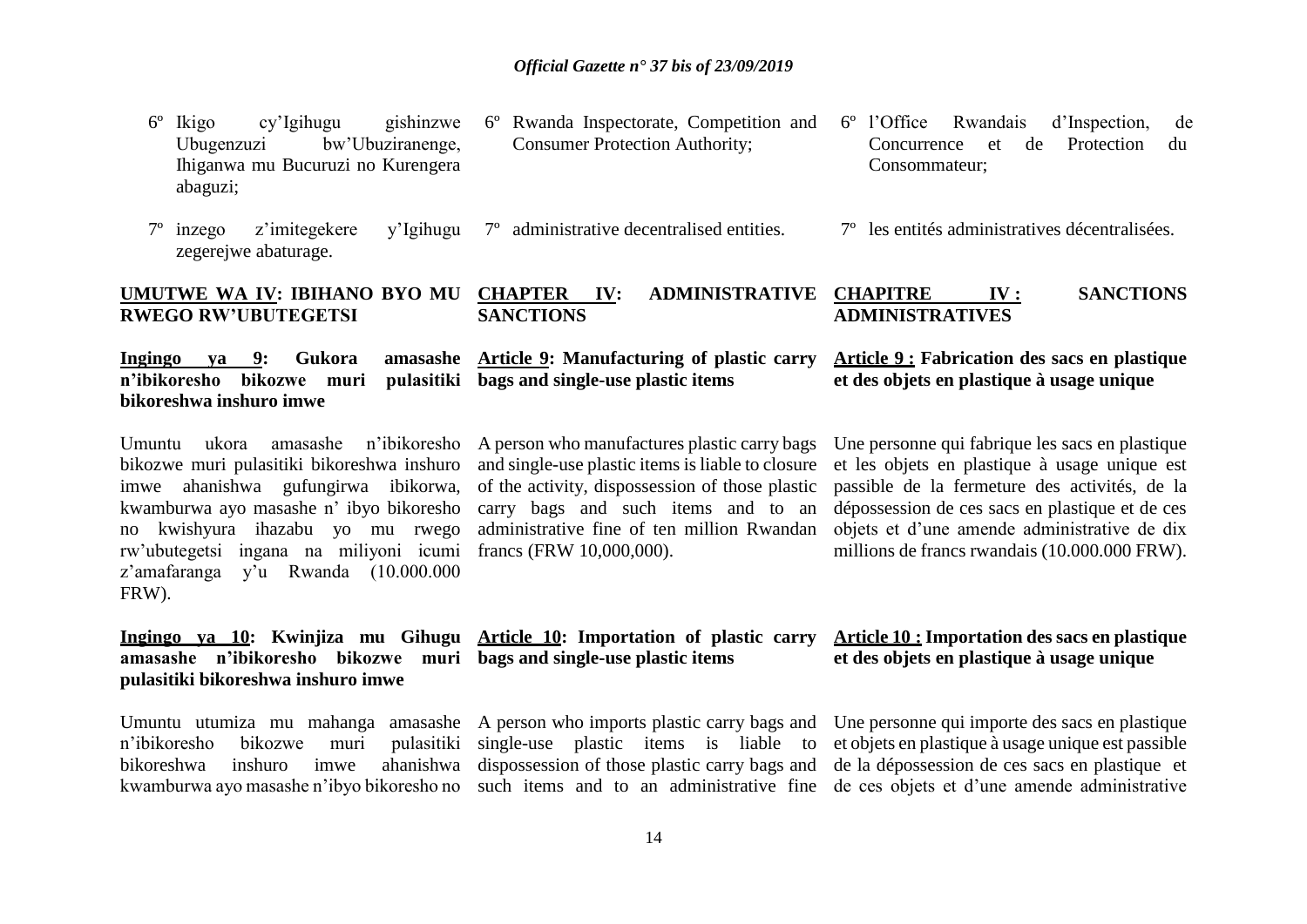6º Ikigo cy'Igihugu gishinzwe Ubugenzuzi bw'Ubuziranenge, Ihiganwa mu Bucuruzi no Kurengera abaguzi;

7º inzego z'imitegekere y'Igihugu zegerejwe abaturage.

## UMUTWE WA IV: IBIHANO BYO MU RWEGO RW'UBUTEGETSI

**Ingingo ya 9: Gukora amasashe n'ibikoresho bikozwe muri pulasitiki bikoreshwa inshuro imwe**

Umuntu ukora amasashe n'ibikoresho bikozwe muri pulasitiki bikoreshwa inshuro imwe ahanishwa gufungirwa ibikorwa, kwamburwa ayo masashe n' ibyo bikoresho no kwishyura ihazabu yo mu rwego rw'ubutegetsi ingana na miliyoni icumi z'amafaranga y'u Rwanda (10.000.000 FRW).

**Ingingo ya 10: Kwinjiza mu Gihugu amasashe n'ibikoresho bikozwe muri pulasitiki bikoreshwa inshuro imwe**

Umuntu utumiza mu mahanga amasashe n'ibikoresho bikozwe muri pulasitiki bikoreshwa inshuro imwe ahanishwa kwamburwa ayo masashe n'ibyo bikoresho no

6º Rwanda Inspectorate, Competition and Consumer Protection Authority;

7º administrative decentralised entities.

## CHAPTER IV: ADMINISTRATIVE SANCTIONS

**Article 9: Manufacturing of plastic carry bags and single-use plastic items**

A person who manufactures plastic carry bags and single-use plastic items is liable to closure of the activity, dispossession of those plastic carry bags and such items and to an administrative fine of ten million Rwandan francs (FRW 10,000,000).

**Article 10: Importation of plastic carry bags and single-use plastic items**

A person who imports plastic carry bags and single-use plastic items is liable to dispossession of those plastic carry bags and such items and to an administrative fine

6º l'Office Rwandais d'Inspection, de Concurrence et de Protection du Consommateur;

7º les entités administratives décentralisées.

## CHAPITRE IV : SANCTIONS ADMINISTRATIVES

**Article 9 : Fabrication des sacs en plastique et des objets en plastique à usage unique**

Une personne qui fabrique les sacs en plastique et les objets en plastique à usage unique est passible de la fermeture des activités, de la dépossession de ces sacs en plastique et de ces objets et d'une amende administrative de dix millions de francs rwandais (10.000.000 FRW).

**Article 10 : Importation des sacs en plastique et des objets en plastique à usage unique**

Une personne qui importe des sacs en plastique et objets en plastique à usage unique est passible de la dépossession de ces sacs en plastique et de ces objets et d'une amende administrative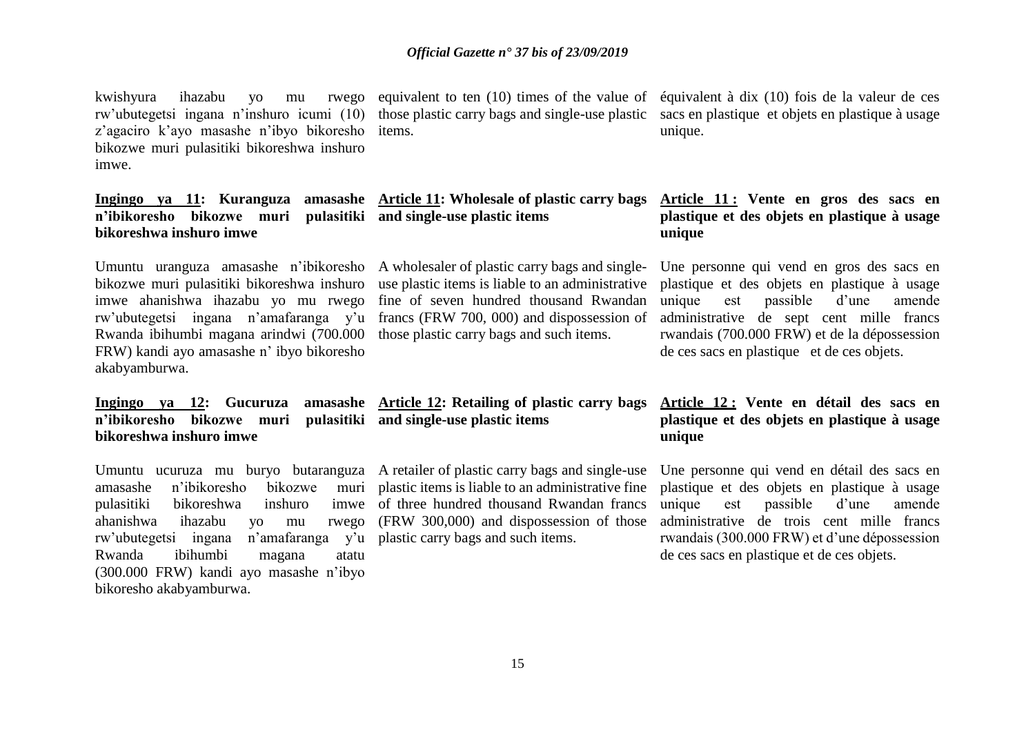kwishyura ihazabu yo mu rwego rw'ubutegetsi ingana n'inshuro icumi (10) z'agaciro k'ayo masashe n'ibyo bikoresho bikozwe muri pulasitiki bikoreshwa inshuro imwe.

equivalent to ten (10) times of the value of those plastic carry bags and single-use plastic items.

équivalent à dix (10) fois de la valeur de ces sacs en plastique et objets en plastique à usage unique.

**Ingingo ya 11: Kuranguza amasashe n'ibikoresho bikozwe muri pulasitiki bikoreshwa inshuro imwe**

Umuntu uranguza amasashe n'ibikoresho bikozwe muri pulasitiki bikoreshwa inshuro imwe ahanishwa ihazabu yo mu rwego rw'ubutegetsi ingana n'amafaranga y'u Rwanda ibihumbi magana arindwi (700.000 FRW) kandi ayo amasashe n' ibyo bikoresho akabyamburwa.

**Article 11: Wholesale of plastic carry bags and single-use plastic items**

A wholesaler of plastic carry bags and single-use plastic items is liable to an administrative fine of seven hundred thousand Rwandan francs (FRW 700, 000) and dispossession of those plastic carry bags and such items.

**Article 11 : Vente en gros des sacs en plastique et des objets en plastique à usage unique**

Une personne qui vend en gros des sacs en plastique et des objets en plastique à usage unique est passible d'une amende administrative de sept cent mille francs rwandais (700.000 FRW) et de la dépossession de ces sacs en plastique et de ces objets.

**Ingingo ya 12: Gucuruza amasashe n'ibikoresho bikozwe muri pulasitiki bikoreshwa inshuro imwe**

Umuntu ucuruza mu buryo butaranguza amasashe n'ibikoresho bikozwe muri pulasitiki bikoreshwa inshuro imwe ahanishwa ihazabu yo mu rwego rw'ubutegetsi ingana n'amafaranga y'u Rwanda ibihumbi magana atatu (300.000 FRW) kandi ayo masashe n'ibyo bikoresho akabyamburwa.

**Article 12: Retailing of plastic carry bags and single-use plastic items**

A retailer of plastic carry bags and single-use plastic items is liable to an administrative fine of three hundred thousand Rwandan francs (FRW 300,000) and dispossession of those plastic carry bags and such items.

**Article 12 : Vente en détail des sacs en plastique et des objets en plastique à usage unique**

Une personne qui vend en détail des sacs en plastique et des objets en plastique à usage unique est passible d'une amende administrative de trois cent mille francs rwandais (300.000 FRW) et d'une dépossession de ces sacs en plastique et de ces objets.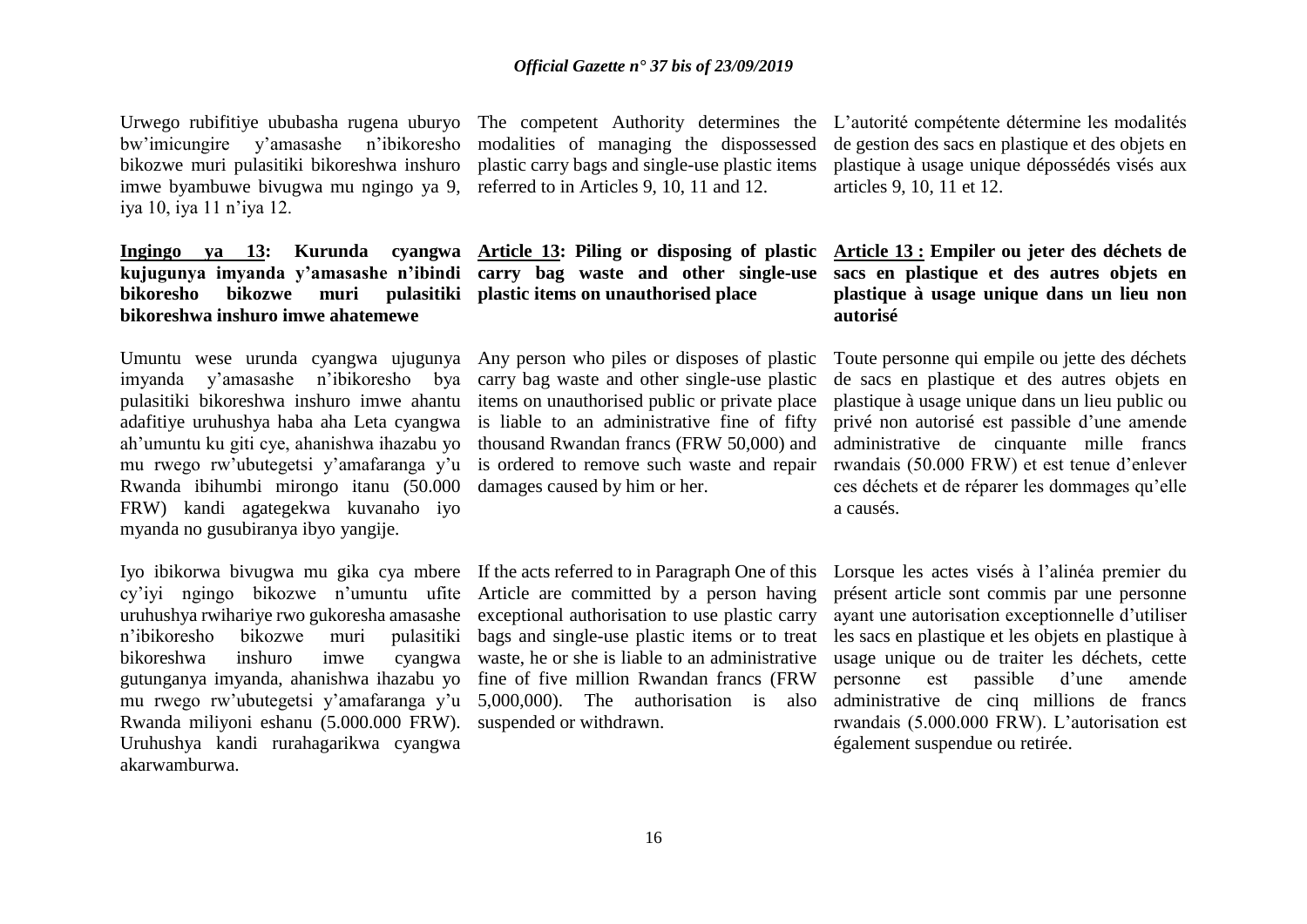Urwego rubifitiye ububasha rugena uburyo bw'imicungire y'amasashe n'ibikoresho bikozwe muri pulasitiki bikoreshwa inshuro imwe byambuwe bivugwa mu ngingo ya 9, iya 10, iya 11 n'iya 12.

**Ingingo ya 13: Kurunda cyangwa kujugunya imyanda y'amasashe n'ibindi bikoresho bikozwe muri pulasitiki bikoreshwa inshuro imwe ahatemewe**

Umuntu wese urunda cyangwa ujugunya imyanda y'amasashe n'ibikoresho bya pulasitiki bikoreshwa inshuro imwe ahantu adafitiye uruhushya haba aha Leta cyangwa ah'umuntu ku giti cye, ahanishwa ihazabu yo mu rwego rw'ubutegetsi y'amafaranga y'u Rwanda ibihumbi mirongo itanu (50.000 FRW) kandi agategekwa kuvanaho iyo myanda no gusubiranya ibyo yangije.

Iyo ibikorwa bivugwa mu gika cya mbere cy'iyi ngingo bikozwe n'umuntu ufite uruhushya rwihariye rwo gukoresha amasashe n'ibikoresho bikozwe muri pulasitiki bikoreshwa inshuro imwe cyangwa gutunganya imyanda, ahanishwa ihazabu yo mu rwego rw'ubutegetsi y'amafaranga y'u Rwanda miliyoni eshanu (5.000.000 FRW). Uruhushya kandi rurahagarikwa cyangwa akarwamburwa.

The competent Authority determines the modalities of managing the dispossessed plastic carry bags and single-use plastic items referred to in Articles 9, 10, 11 and 12.

**Article 13: Piling or disposing of plastic carry bag waste and other single-use plastic items on unauthorised place**

Any person who piles or disposes of plastic carry bag waste and other single-use plastic items on unauthorised public or private place is liable to an administrative fine of fifty thousand Rwandan francs (FRW 50,000) and is ordered to remove such waste and repair damages caused by him or her.

If the acts referred to in Paragraph One of this Article are committed by a person having exceptional authorisation to use plastic carry bags and single-use plastic items or to treat waste, he or she is liable to an administrative fine of five million Rwandan francs (FRW 5,000,000). The authorisation is also suspended or withdrawn.

L'autorité compétente détermine les modalités de gestion des sacs en plastique et des objets en plastique à usage unique dépossédés visés aux articles 9, 10, 11 et 12.

**Article 13 : Empiler ou jeter des déchets de sacs en plastique et des autres objets en plastique à usage unique dans un lieu non autorisé**

Toute personne qui empile ou jette des déchets de sacs en plastique et des autres objets en plastique à usage unique dans un lieu public ou privé non autorisé est passible d'une amende administrative de cinquante mille francs rwandais (50.000 FRW) et est tenue d'enlever ces déchets et de réparer les dommages qu'elle a causés.

Lorsque les actes visés à l'alinéa premier du présent article sont commis par une personne ayant une autorisation exceptionnelle d'utiliser les sacs en plastique et les objets en plastique à usage unique ou de traiter les déchets, cette personne est passible d'une amende administrative de cinq millions de francs rwandais (5.000.000 FRW). L'autorisation est également suspendue ou retirée.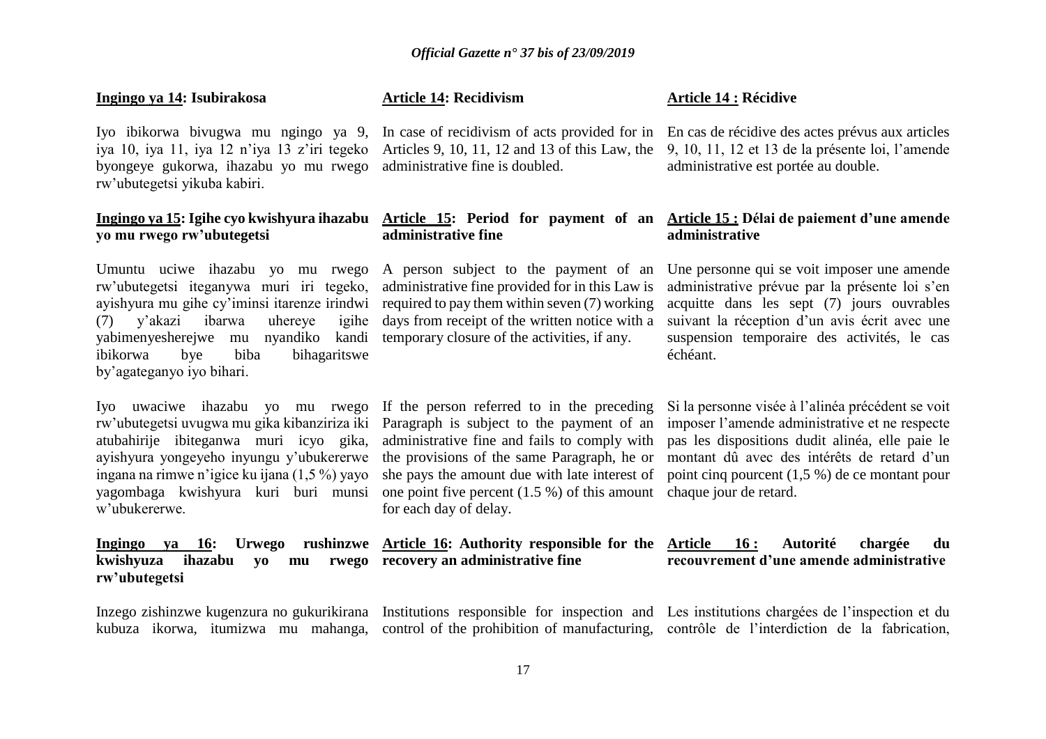**Ingingo ya 14: Isubirakosa**

Iyo ibikorwa bivugwa mu ngingo ya 9, iya 10, iya 11, iya 12 n'iya 13 z'iri tegeko byongeye gukorwa, ihazabu yo mu rwego rw'ubutegetsi yikuba kabiri.

**Ingingo ya 15: Igihe cyo kwishyura ihazabu yo mu rwego rw'ubutegetsi**

Umuntu uciwe ihazabu yo mu rwego rw'ubutegetsi iteganywa muri iri tegeko, ayishyura mu gihe cy'iminsi itarenze irindwi (7) y'akazi ibarwa uhereye igihe yabimenyesherejwe mu nyandiko kandi ibikorwa bye biba bihagaritswe by'agateganyo iyo bihari.

Iyo uwaciwe ihazabu yo mu rwego rw'ubutegetsi uvugwa mu gika kibanziriza iki atubahirije ibiteganwa muri icyo gika, ayishyura yongeyeho inyungu y'ubukererwe ingana na rimwe n'igice ku ijana (1,5 %) yayo yagombaga kwishyura kuri buri munsi w'ubukererwe.

**Ingingo ya 16: Urwego rushinzwe kwishyuza ihazabu yo mu rwego rw'ubutegetsi**

Inzego zishinzwe kugenzura no gukurikirana kubuza ikorwa, itumizwa mu mahanga,

**Article 14: Recidivism**

In case of recidivism of acts provided for in Articles 9, 10, 11, 12 and 13 of this Law, the administrative fine is doubled.

**Article 15: Period for payment of an administrative fine**

A person subject to the payment of an administrative fine provided for in this Law is required to pay them within seven (7) working days from receipt of the written notice with a temporary closure of the activities, if any.

If the person referred to in the preceding Paragraph is subject to the payment of an administrative fine and fails to comply with the provisions of the same Paragraph, he or she pays the amount due with late interest of one point five percent (1.5 %) of this amount for each day of delay.

**Article 16: Authority responsible for the recovery an administrative fine**

Institutions responsible for inspection and control of the prohibition of manufacturing,

**Article 14 : Récidive**

En cas de récidive des actes prévus aux articles 9, 10, 11, 12 et 13 de la présente loi, l'amende administrative est portée au double.

**Article 15 : Délai de paiement d'une amende administrative**

Une personne qui se voit imposer une amende administrative prévue par la présente loi s'en acquitte dans les sept (7) jours ouvrables suivant la réception d'un avis écrit avec une suspension temporaire des activités, le cas échéant.

Si la personne visée à l'alinéa précédent se voit imposer l'amende administrative et ne respecte pas les dispositions dudit alinéa, elle paie le montant dû avec des intérêts de retard d'un point cinq pourcent (1,5 %) de ce montant pour chaque jour de retard.

**Article 16 : Autorité chargée du recouvrement d'une amende administrative**

Les institutions chargées de l'inspection et du contrôle de l'interdiction de la fabrication,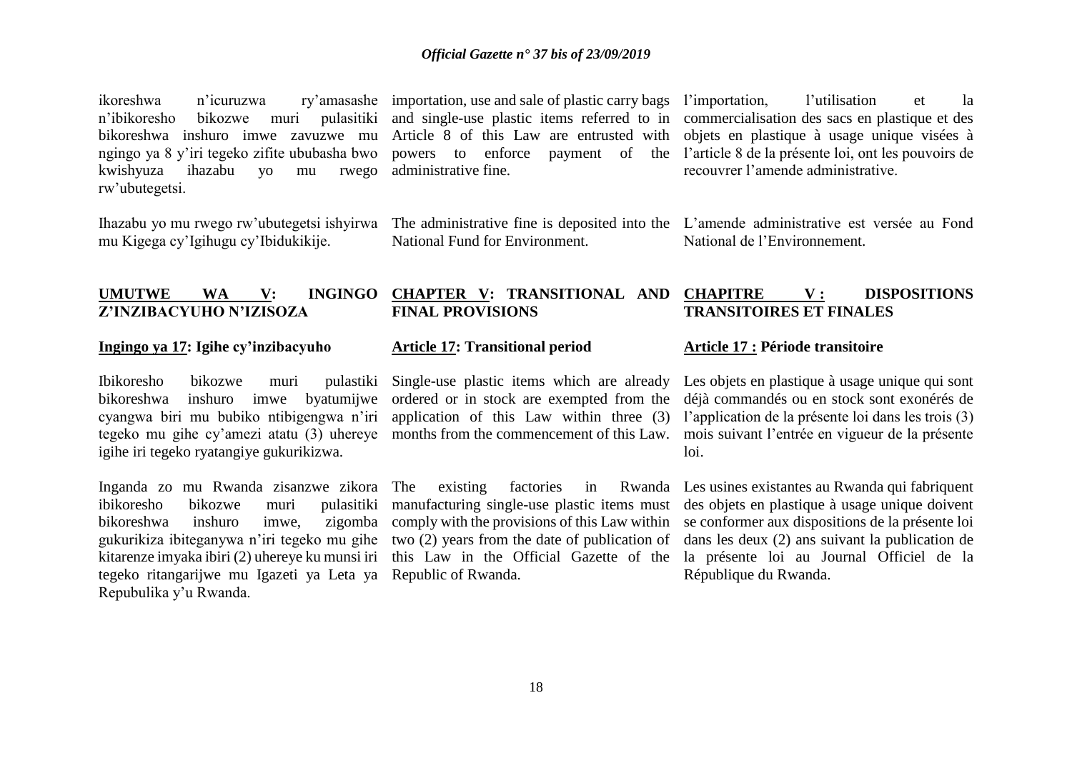ikoreshwa n'icuruzwa ry'amasashe n'ibikoresho bikozwe muri pulasitiki bikoreshwa inshuro imwe zavuzwe mu ngingo ya 8 y'iri tegeko zifite ububasha bwo kwishyuza ihazabu yo mu rwego rw'ubutegetsi.

Ihazabu yo mu rwego rw'ubutegetsi ishyirwa mu Kigega cy'Igihugu cy'Ibidukikije.

## UMUTWE WA V: INGINGO Z'INZIBACYUHO N'IZISOZA

**Ingingo ya 17: Igihe cy'inzibacyuho**

Ibikoresho bikozwe muri pulastiki bikoreshwa inshuro imwe byatumijwe cyangwa biri mu bubiko ntibigengwa n'iri tegeko mu gihe cy'amezi atatu (3) uhereye igihe iri tegeko ryatangiye gukurikizwa.

Inganda zo mu Rwanda zisanzwe zikora ibikoresho bikozwe muri pulasitiki bikoreshwa inshuro imwe, zigomba gukurikiza ibiteganywa n'iri tegeko mu gihe kitarenze imyaka ibiri (2) uhereye ku munsi iri tegeko ritangarijwe mu Igazeti ya Leta ya Repubulika y'u Rwanda.

importation, use and sale of plastic carry bags and single-use plastic items referred to in Article 8 of this Law are entrusted with powers to enforce payment of the administrative fine.

The administrative fine is deposited into the National Fund for Environment.

## CHAPTER V: TRANSITIONAL AND FINAL PROVISIONS

**Article 17: Transitional period**

Single-use plastic items which are already ordered or in stock are exempted from the application of this Law within three (3) months from the commencement of this Law.

The existing factories in Rwanda manufacturing single-use plastic items must comply with the provisions of this Law within two (2) years from the date of publication of this Law in the Official Gazette of the Republic of Rwanda.

l'importation, l'utilisation et la commercialisation des sacs en plastique et des objets en plastique à usage unique visées à l'article 8 de la présente loi, ont les pouvoirs de recouvrer l'amende administrative.

L'amende administrative est versée au Fond National de l'Environnement.

## CHAPITRE V : DISPOSITIONS TRANSITOIRES ET FINALES

**Article 17 : Période transitoire**

Les objets en plastique à usage unique qui sont déjà commandés ou en stock sont exonérés de l'application de la présente loi dans les trois (3) mois suivant l'entrée en vigueur de la présente loi.

Les usines existantes au Rwanda qui fabriquent des objets en plastique à usage unique doivent se conformer aux dispositions de la présente loi dans les deux (2) ans suivant la publication de la présente loi au Journal Officiel de la République du Rwanda.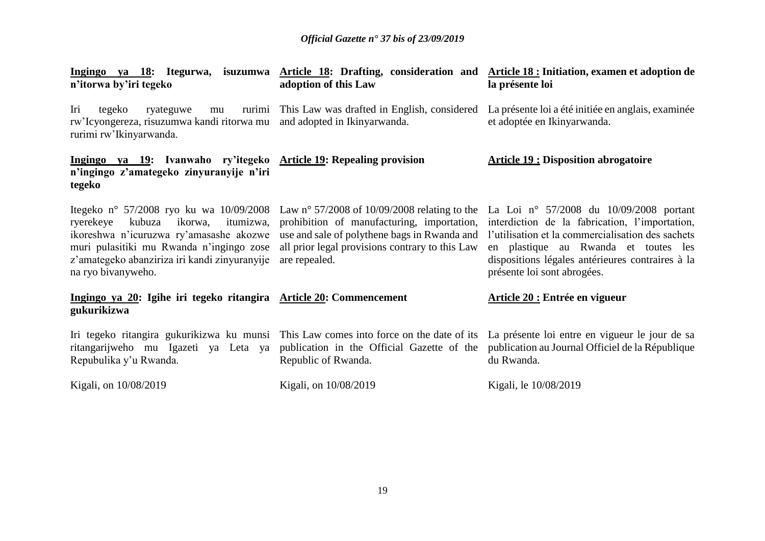**<u>Ingingo ya 18</u>: Itegurwa, isuzumwa n'itorwa by'iri tegeko**

Iri tegeko ryateguwe mu rurimi rw'Icyongereza, risuzumwa kandi ritorwa mu rurimi rw'Ikinyarwanda.

**<u>Ingingo ya 19</u>: Ivanwaho ry'itegeko n'ingingo z'amategeko zinyuranyije n'iri tegeko**

Itegeko n° 57/2008 ryo ku wa 10/09/2008 ryerekeye kubuza ikorwa, itumizwa, ikoreshwa n'icuruzwa ry'amasashe akozwe muri pulasitiki mu Rwanda n'ingingo zose z'amategeko abanziriza iri kandi zinyuranyije na ryo bivanyweho.

**<u>Ingingo ya 20</u>: Igihe iri tegeko ritangira gukurikizwa**

Iri tegeko ritangira gukurikizwa ku munsi ritangarijweho mu Igazeti ya Leta ya Repubulika y'u Rwanda.

Kigali, on 10/08/2019

**<u>Article 18</u>: Drafting, consideration and adoption of this Law**

This Law was drafted in English, considered and adopted in Ikinyarwanda.

**<u>Article 19</u>: Repealing provision**

Law n° 57/2008 of 10/09/2008 relating to the prohibition of manufacturing, importation, use and sale of polythene bags in Rwanda and all prior legal provisions contrary to this Law are repealed.

**<u>Article 20</u>: Commencement**

This Law comes into force on the date of its publication in the Official Gazette of the Republic of Rwanda.

Kigali, on 10/08/2019

**<u>Article 18 :</u> Initiation, examen et adoption de la présente loi**

La présente loi a été initiée en anglais, examinée et adoptée en Ikinyarwanda.

**<u>Article 19 :</u> Disposition abrogatoire**

La Loi n° 57/2008 du 10/09/2008 portant interdiction de la fabrication, l'importation, l'utilisation et la commercialisation des sachets en plastique au Rwanda et toutes les dispositions légales antérieures contraires à la présente loi sont abrogées.

**<u>Article 20 :</u> Entrée en vigueur**

La présente loi entre en vigueur le jour de sa publication au Journal Officiel de la République du Rwanda.

Kigali, le 10/08/2019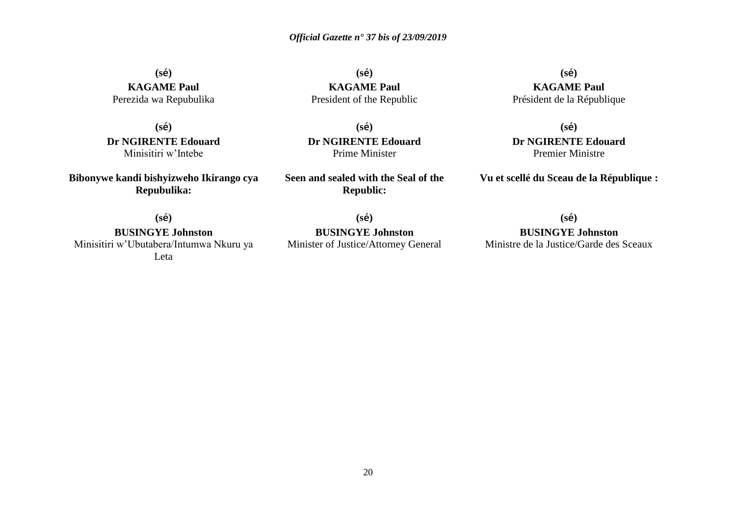**(sé)**

**KAGAME Paul**

Perezida wa Repubulika

**(sé)**

**Dr NGIRENTE Edouard**

Minisitiri w'Intebe

**Bibonywe kandi bishyizweho Ikirango cya Repubulika:**

**(sé)**

**BUSINGYE Johnston**

Minisitiri w'Ubutabera/Intumwa Nkuru ya Leta

**(sé)**

**KAGAME Paul**

President of the Republic

**(sé)**

**Dr NGIRENTE Edouard**

Prime Minister

**Seen and sealed with the Seal of the Republic:**

**(sé)**

**BUSINGYE Johnston**

Minister of Justice/Attorney General

**(sé)**

**KAGAME Paul**

Président de la République

**(sé)**

**Dr NGIRENTE Edouard**

Premier Ministre

**Vu et scellé du Sceau de la République :**

**(sé)**

**BUSINGYE Johnston**

Ministre de la Justice/Garde des Sceaux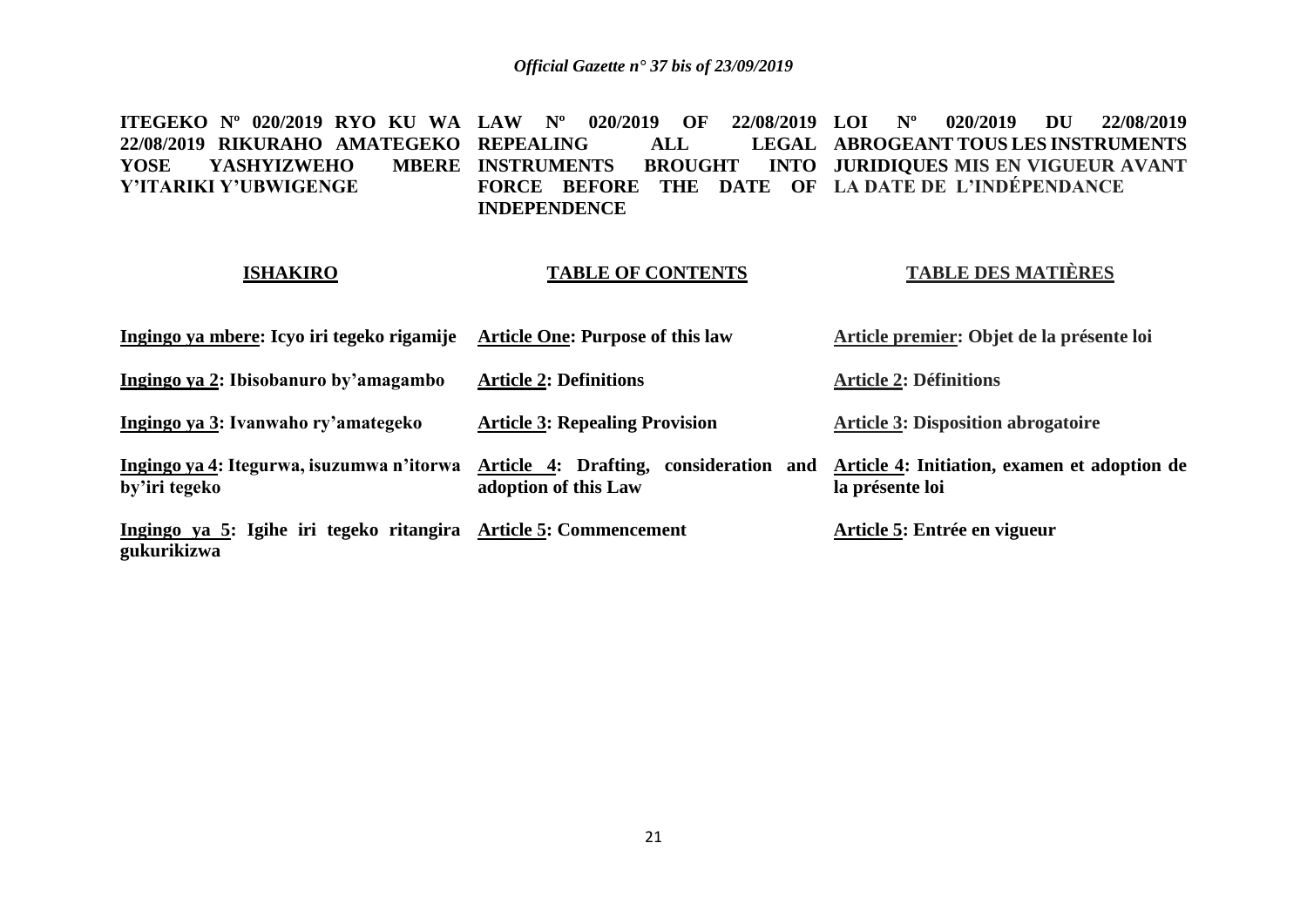**ITEGEKO Nº 020/2019 RYO KU WA 22/08/2019 RIKURAHO AMATEGEKO YOSE YASHYIZWEHO MBERE Y'ITARIKI Y'UBWIGENGE**

**LAW Nº 020/2019 OF 22/08/2019 REPEALING ALL LEGAL INSTRUMENTS BROUGHT INTO FORCE BEFORE THE DATE OF INDEPENDENCE**

**LOI Nº 020/2019 DU 22/08/2019 ABROGEANT TOUS LES INSTRUMENTS JURIDIQUES MIS EN VIGUEUR AVANT LA DATE DE L'INDÉPENDANCE**

| **ISHAKIRO** | **TABLE OF CONTENTS** | **TABLE DES MATIÈRES** |
|---|---|---|
| **Ingingo ya mbere: Icyo iri tegeko rigamije** | **Article One: Purpose of this law** | **Article premier: Objet de la présente loi** |
| **Ingingo ya 2: Ibisobanuro by'amagambo** | **Article 2: Definitions** | **Article 2: Définitions** |
| **Ingingo ya 3: Ivanwaho ry'amategeko** | **Article 3: Repealing Provision** | **Article 3: Disposition abrogatoire** |
| **Ingingo ya 4: Itegurwa, isuzumwa n'itorwa by'iri tegeko** | **Article 4: Drafting, consideration and adoption of this Law** | **Article 4: Initiation, examen et adoption de la présente loi** |
| **Ingingo ya 5: Igihe iri tegeko ritangira gukurikizwa** | **Article 5: Commencement** | **Article 5: Entrée en vigueur** |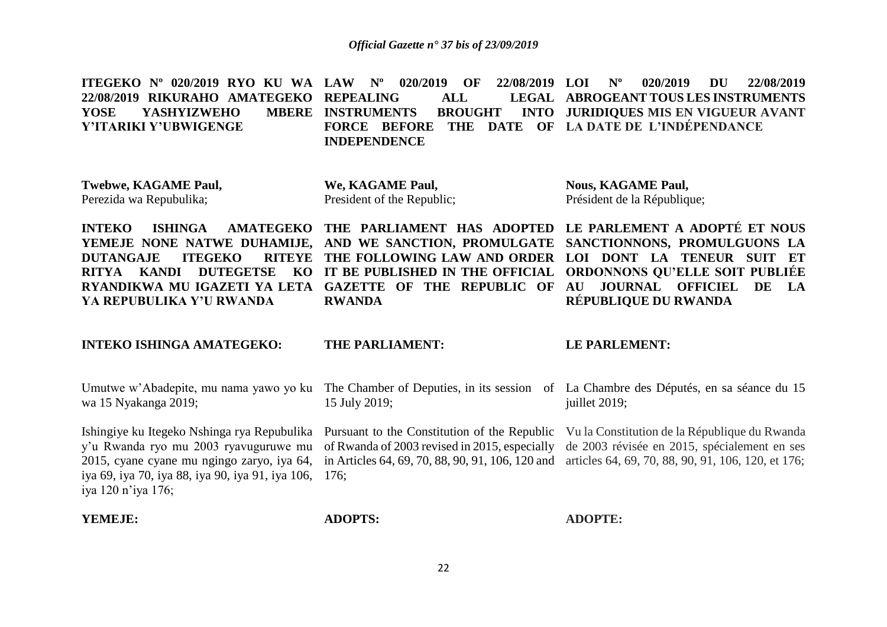**ITEGEKO Nº 020/2019 RYO KU WA 22/08/2019 RIKURAHO AMATEGEKO YOSE YASHYIZWEHO MBERE Y'ITARIKI Y'UBWIGENGE**

**Twebwe, KAGAME Paul,**
Perezida wa Repubulika;

**INTEKO ISHINGA AMATEGEKO YEMEJE NONE NATWE DUHAMIJE, DUTANGAJE ITEGEKO RITEYE RITYA KANDI DUTEGETSE KO RYANDIKWA MU IGAZETI YA LETA YA REPUBULIKA Y'U RWANDA**

**INTEKO ISHINGA AMATEGEKO:**

Umutwe w'Abadepite, mu nama yawo yo ku wa 15 Nyakanga 2019;

Ishingiye ku Itegeko Nshinga rya Repubulika y'u Rwanda ryo mu 2003 ryavuguruwe mu 2015, cyane cyane mu ngingo zaryo, iya 64, iya 69, iya 70, iya 88, iya 90, iya 91, iya 106, iya 120 n'iya 176;

**YEMEJE:**

**LAW Nº 020/2019 OF 22/08/2019 REPEALING ALL LEGAL INSTRUMENTS BROUGHT INTO FORCE BEFORE THE DATE OF INDEPENDENCE**

**We, KAGAME Paul,**
President of the Republic;

**THE PARLIAMENT HAS ADOPTED AND WE SANCTION, PROMULGATE THE FOLLOWING LAW AND ORDER IT BE PUBLISHED IN THE OFFICIAL GAZETTE OF THE REPUBLIC OF RWANDA**

**THE PARLIAMENT:**

The Chamber of Deputies, in its session of 15 July 2019;

Pursuant to the Constitution of the Republic of Rwanda of 2003 revised in 2015, especially in Articles 64, 69, 70, 88, 90, 91, 106, 120 and 176;

**ADOPTS:**

**LOI Nº 020/2019 DU 22/08/2019 ABROGEANT TOUS LES INSTRUMENTS JURIDIQUES MIS EN VIGUEUR AVANT LA DATE DE L'INDÉPENDANCE**

**Nous, KAGAME Paul,**
Président de la République;

**LE PARLEMENT A ADOPTÉ ET NOUS SANCTIONNONS, PROMULGUONS LA LOI DONT LA TENEUR SUIT ET ORDONNONS QU'ELLE SOIT PUBLIÉE AU JOURNAL OFFICIEL DE LA RÉPUBLIQUE DU RWANDA**

**LE PARLEMENT:**

La Chambre des Députés, en sa séance du 15 juillet 2019;

Vu la Constitution de la République du Rwanda de 2003 révisée en 2015, spécialement en ses articles 64, 69, 70, 88, 90, 91, 106, 120, et 176;

**ADOPTE:**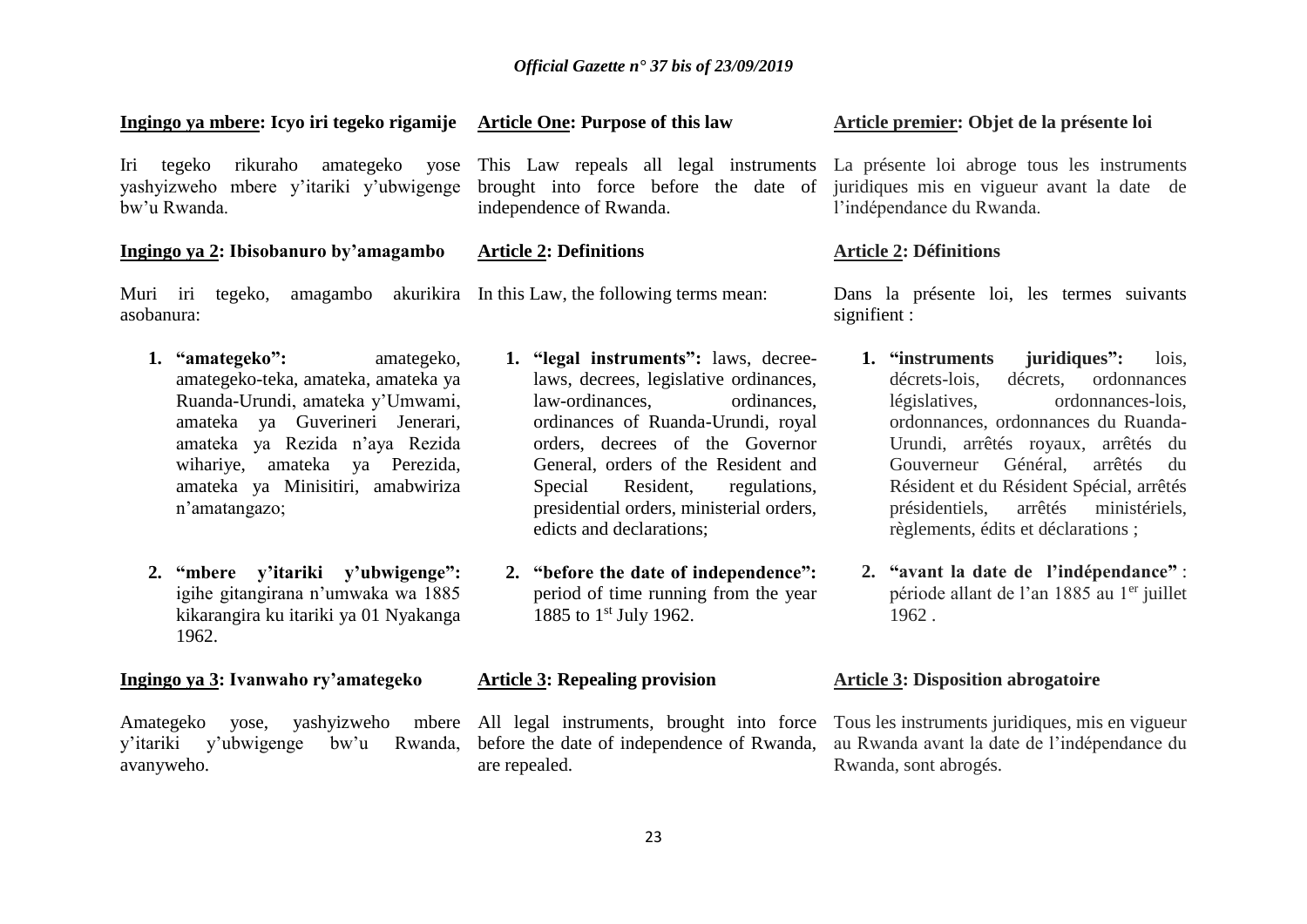**Ingingo ya mbere: Icyo iri tegeko rigamije**

Iri tegeko rikuraho amategeko yose yashyizweho mbere y'itariki y'ubwigenge bw'u Rwanda.

**Ingingo ya 2: Ibisobanuro by'amagambo**

Muri iri tegeko, amagambo akurikira asobanura:

1. **"amategeko":** amategeko, amategeko-teka, amateka, amateka ya Ruanda-Urundi, amateka y'Umwami, amateka ya Guverineri Jenerari, amateka ya Rezida n'aya Rezida wihariye, amateka ya Perezida, amateka ya Minisitiri, amabwiriza n'amatangazo;

2. **"mbere y'itariki y'ubwigenge":** igihe gitangirana n'umwaka wa 1885 kikarangira ku itariki ya 01 Nyakanga 1962.

**Ingingo ya 3: Ivanwaho ry'amategeko**

Amategeko yose, yashyizweho mbere y'itariki y'ubwigenge bw'u Rwanda, avanyweho.

**Article One: Purpose of this law**

This Law repeals all legal instruments brought into force before the date of independence of Rwanda.

**Article 2: Definitions**

In this Law, the following terms mean:

1. **"legal instruments":** laws, decree-laws, decrees, legislative ordinances, law-ordinances, ordinances, ordinances of Ruanda-Urundi, royal orders, decrees of the Governor General, orders of the Resident and Special Resident, regulations, presidential orders, ministerial orders, edicts and declarations;

2. **"before the date of independence":** period of time running from the year 1885 to 1st July 1962.

**Article 3: Repealing provision**

All legal instruments, brought into force before the date of independence of Rwanda, are repealed.

**Article premier: Objet de la présente loi**

La présente loi abroge tous les instruments juridiques mis en vigueur avant la date de l'indépendance du Rwanda.

**Article 2: Définitions**

Dans la présente loi, les termes suivants signifient :

1. **"instruments juridiques":** lois, décrets-lois, décrets, ordonnances législatives, ordonnances-lois, ordonnances, ordonnances du Ruanda-Urundi, arrêtés royaux, arrêtés du Gouverneur Général, arrêtés du Résident et du Résident Spécial, arrêtés présidentiels, arrêtés ministériels, règlements, édits et déclarations ;

2. **"avant la date de l'indépendance"** : période allant de l'an 1885 au 1er juillet 1962 .

**Article 3: Disposition abrogatoire**

Tous les instruments juridiques, mis en vigueur au Rwanda avant la date de l'indépendance du Rwanda, sont abrogés.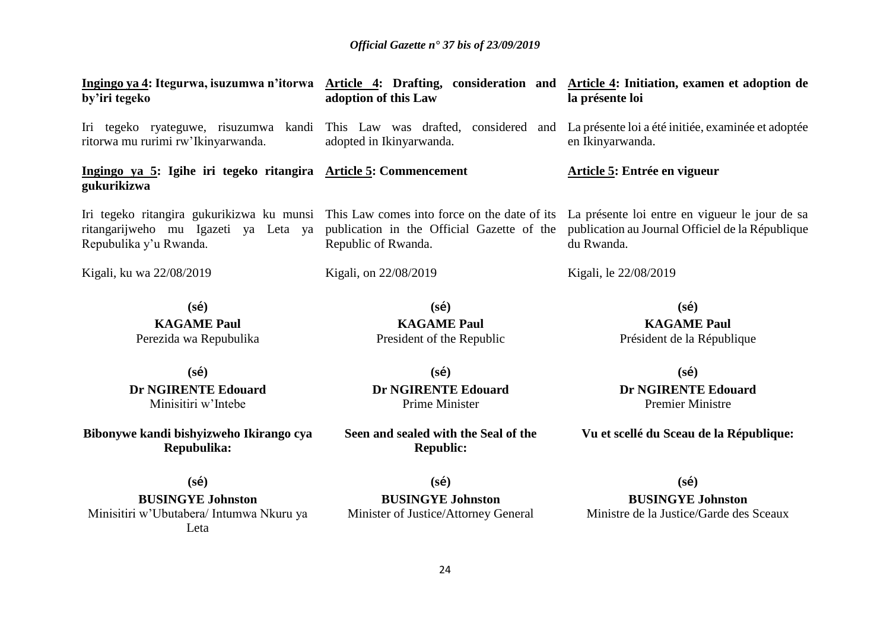**<u>Ingingo ya 4</u>: Itegurwa, isuzumwa n'itorwa by'iri tegeko**

Iri tegeko ryateguwe, risuzumwa kandi ritorwa mu rurimi rw'Ikinyarwanda.

**<u>Ingingo ya 5</u>: Igihe iri tegeko ritangira gukurikizwa**

Iri tegeko ritangira gukurikizwa ku munsi ritangarijweho mu Igazeti ya Leta ya Repubulika y'u Rwanda.

Kigali, ku wa 22/08/2019

**(sé)**
**KAGAME Paul**
Perezida wa Repubulika

**(sé)**
**Dr NGIRENTE Edouard**
Minisitiri w'Intebe

**Bibonywe kandi bishyizweho Ikirango cya Repubulika:**

**(sé)**
**BUSINGYE Johnston**
Minisitiri w'Ubutabera/ Intumwa Nkuru ya Leta

**<u>Article 4</u>: Drafting, consideration and adoption of this Law**

This Law was drafted, considered and adopted in Ikinyarwanda.

**<u>Article 5</u>: Commencement**

This Law comes into force on the date of its publication in the Official Gazette of the Republic of Rwanda.

Kigali, on 22/08/2019

**(sé)**
**KAGAME Paul**
President of the Republic

**(sé)**
**Dr NGIRENTE Edouard**
Prime Minister

**Seen and sealed with the Seal of the Republic:**

**(sé)**
**BUSINGYE Johnston**
Minister of Justice/Attorney General

**<u>Article 4</u>: Initiation, examen et adoption de la présente loi**

La présente loi a été initiée, examinée et adoptée en Ikinyarwanda.

**<u>Article 5</u>: Entrée en vigueur**

La présente loi entre en vigueur le jour de sa publication au Journal Officiel de la République du Rwanda.

Kigali, le 22/08/2019

**(sé)**
**KAGAME Paul**
Président de la République

**(sé)**
**Dr NGIRENTE Edouard**
Premier Ministre

**Vu et scellé du Sceau de la République:**

**(sé)**
**BUSINGYE Johnston**
Ministre de la Justice/Garde des Sceaux